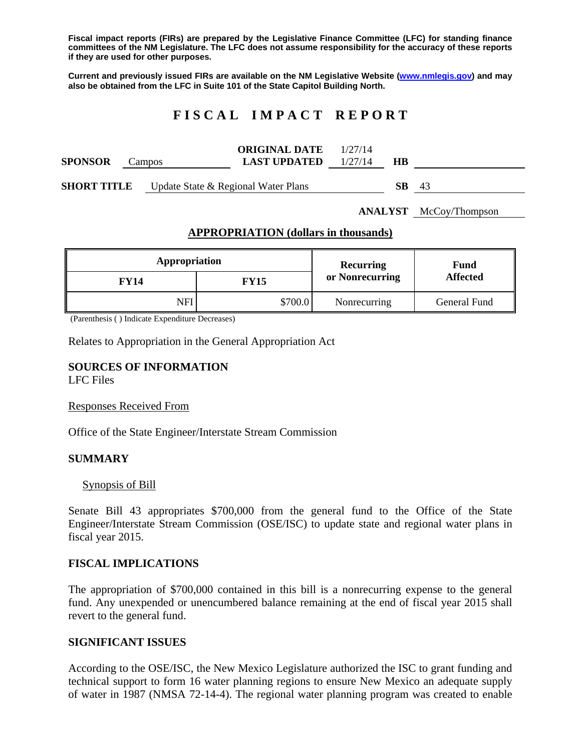**Fiscal impact reports (FIRs) are prepared by the Legislative Finance Committee (LFC) for standing finance committees of the NM Legislature. The LFC does not assume responsibility for the accuracy of these reports if they are used for other purposes.**

**Current and previously issued FIRs are available on the NM Legislative Website (www.nmlegis.gov) and may also be obtained from the LFC in Suite 101 of the State Capitol Building North.**

# FISCAL IMPACT REPORT

**SPONSOR** Campos **ORIGINAL DATE** 1/27/14 **LAST UPDATED** 1/27/14 **HB**

**SHORT TITLE** Update State & Regional Water Plans **SB** 43

**ANALYST** McCoy/Thompson

## APPROPRIATION (dollars in thousands)

| Appropriation | | Recurring or Nonrecurring | Fund Affected |
|---|---|---|---|
| **FY14** | **FY15** | | |
| NFI | $700.0 | Nonrecurring | General Fund |

(Parenthesis ( ) Indicate Expenditure Decreases)

Relates to Appropriation in the General Appropriation Act

### SOURCES OF INFORMATION

LFC Files

Responses Received From

Office of the State Engineer/Interstate Stream Commission

### SUMMARY

Synopsis of Bill

Senate Bill 43 appropriates $700,000 from the general fund to the Office of the State Engineer/Interstate Stream Commission (OSE/ISC) to update state and regional water plans in fiscal year 2015.

### FISCAL IMPLICATIONS

The appropriation of $700,000 contained in this bill is a nonrecurring expense to the general fund. Any unexpended or unencumbered balance remaining at the end of fiscal year 2015 shall revert to the general fund.

### SIGNIFICANT ISSUES

According to the OSE/ISC, the New Mexico Legislature authorized the ISC to grant funding and technical support to form 16 water planning regions to ensure New Mexico an adequate supply of water in 1987 (NMSA 72-14-4). The regional water planning program was created to enable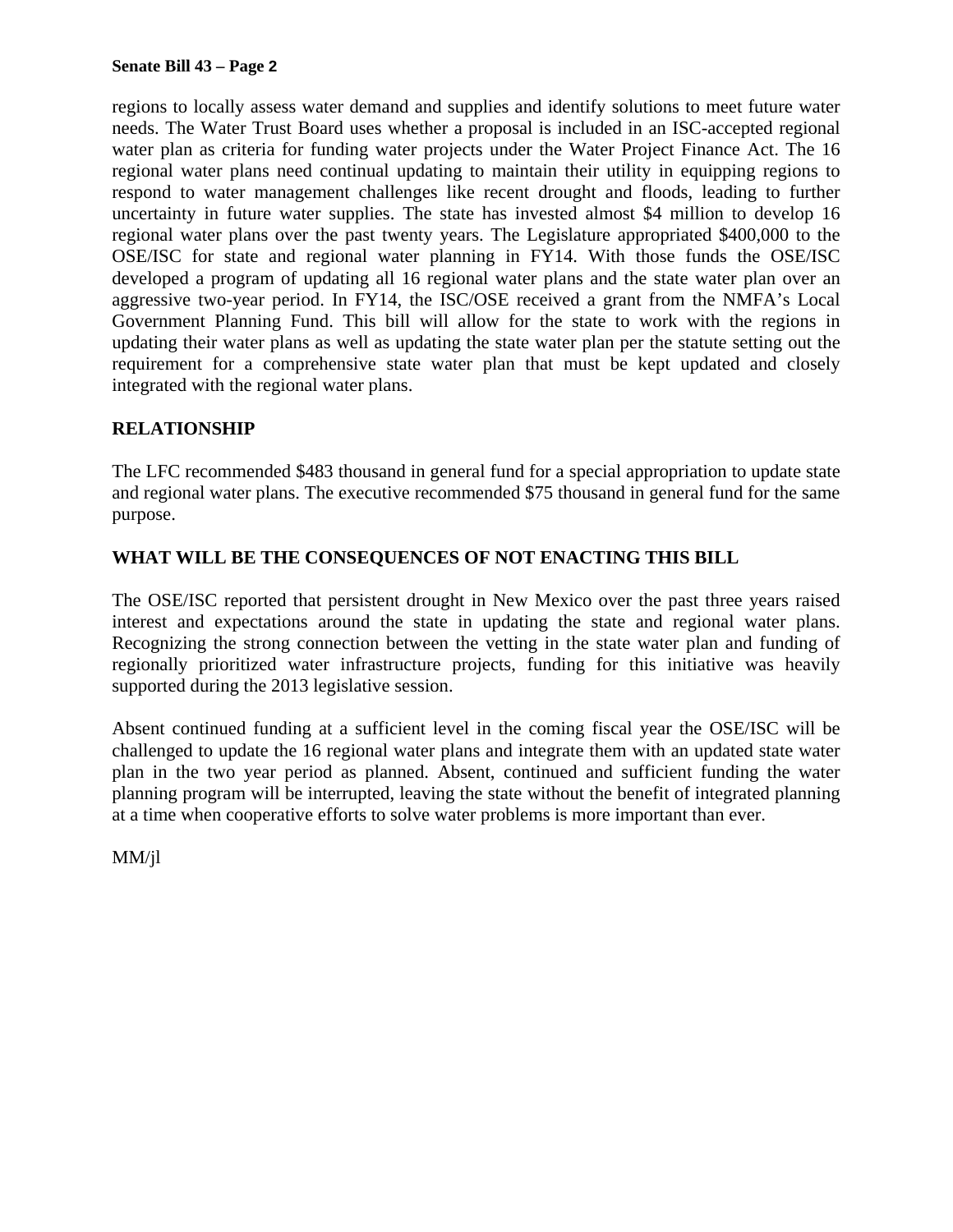regions to locally assess water demand and supplies and identify solutions to meet future water needs. The Water Trust Board uses whether a proposal is included in an ISC-accepted regional water plan as criteria for funding water projects under the Water Project Finance Act. The 16 regional water plans need continual updating to maintain their utility in equipping regions to respond to water management challenges like recent drought and floods, leading to further uncertainty in future water supplies. The state has invested almost $4 million to develop 16 regional water plans over the past twenty years. The Legislature appropriated $400,000 to the OSE/ISC for state and regional water planning in FY14. With those funds the OSE/ISC developed a program of updating all 16 regional water plans and the state water plan over an aggressive two-year period. In FY14, the ISC/OSE received a grant from the NMFA's Local Government Planning Fund. This bill will allow for the state to work with the regions in updating their water plans as well as updating the state water plan per the statute setting out the requirement for a comprehensive state water plan that must be kept updated and closely integrated with the regional water plans.

## RELATIONSHIP

The LFC recommended $483 thousand in general fund for a special appropriation to update state and regional water plans. The executive recommended $75 thousand in general fund for the same purpose.

## WHAT WILL BE THE CONSEQUENCES OF NOT ENACTING THIS BILL

The OSE/ISC reported that persistent drought in New Mexico over the past three years raised interest and expectations around the state in updating the state and regional water plans. Recognizing the strong connection between the vetting in the state water plan and funding of regionally prioritized water infrastructure projects, funding for this initiative was heavily supported during the 2013 legislative session.

Absent continued funding at a sufficient level in the coming fiscal year the OSE/ISC will be challenged to update the 16 regional water plans and integrate them with an updated state water plan in the two year period as planned. Absent, continued and sufficient funding the water planning program will be interrupted, leaving the state without the benefit of integrated planning at a time when cooperative efforts to solve water problems is more important than ever.

MM/jl